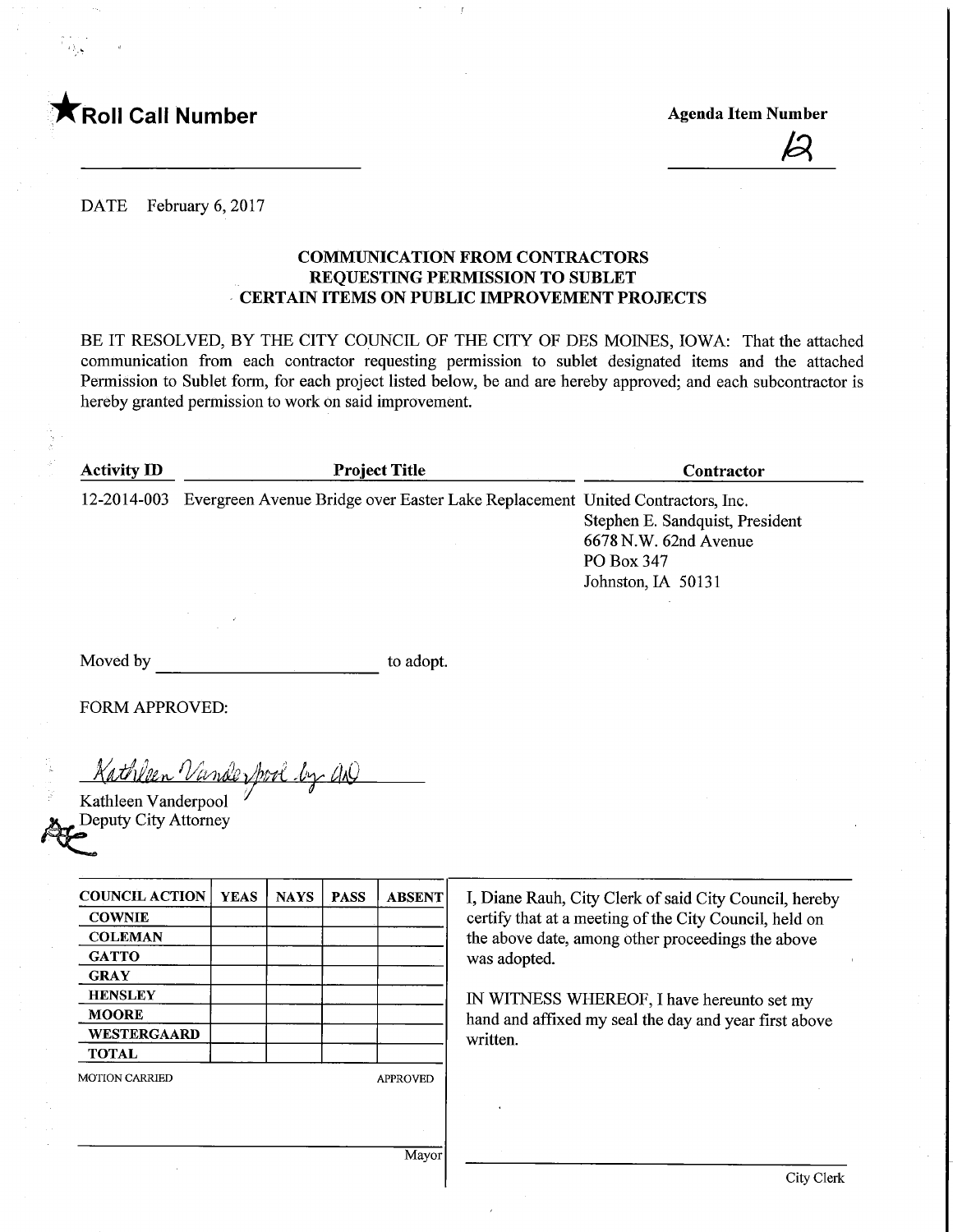★**Roll Call Number**

**Agenda Item Number**

12

DATE February 6, 2017

**COMMUNICATION FROM CONTRACTORS REQUESTING PERMISSION TO SUBLET CERTAIN ITEMS ON PUBLIC IMPROVEMENT PROJECTS**

BE IT RESOLVED, BY THE CITY COUNCIL OF THE CITY OF DES MOINES, IOWA: That the attached communication from each contractor requesting permission to sublet designated items and the attached Permission to Sublet form, for each project listed below, be and are hereby approved; and each subcontractor is hereby granted permission to work on said improvement.

| Activity ID | Project Title | Contractor |
|---|---|---|
| 12-2014-003 | Evergreen Avenue Bridge over Easter Lake Replacement | United Contractors, Inc.<br>Stephen E. Sandquist, President<br>6678 N.W. 62nd Avenue<br>PO Box 347<br>Johnston, IA 50131 |

Moved by ______________________ to adopt.

FORM APPROVED:

Kathleen Vanderpool by AAO

Kathleen Vanderpool
Deputy City Attorney

| COUNCIL ACTION | YEAS | NAYS | PASS | ABSENT |
|---|---|---|---|---|
| COWNIE | | | | |
| COLEMAN | | | | |
| GATTO | | | | |
| GRAY | | | | |
| HENSLEY | | | | |
| MOORE | | | | |
| WESTERGAARD | | | | |
| TOTAL | | | | |

MOTION CARRIED APPROVED

______________________ Mayor

I, Diane Rauh, City Clerk of said City Council, hereby certify that at a meeting of the City Council, held on the above date, among other proceedings the above was adopted.

IN WITNESS WHEREOF, I have hereunto set my hand and affixed my seal the day and year first above written.

______________________ City Clerk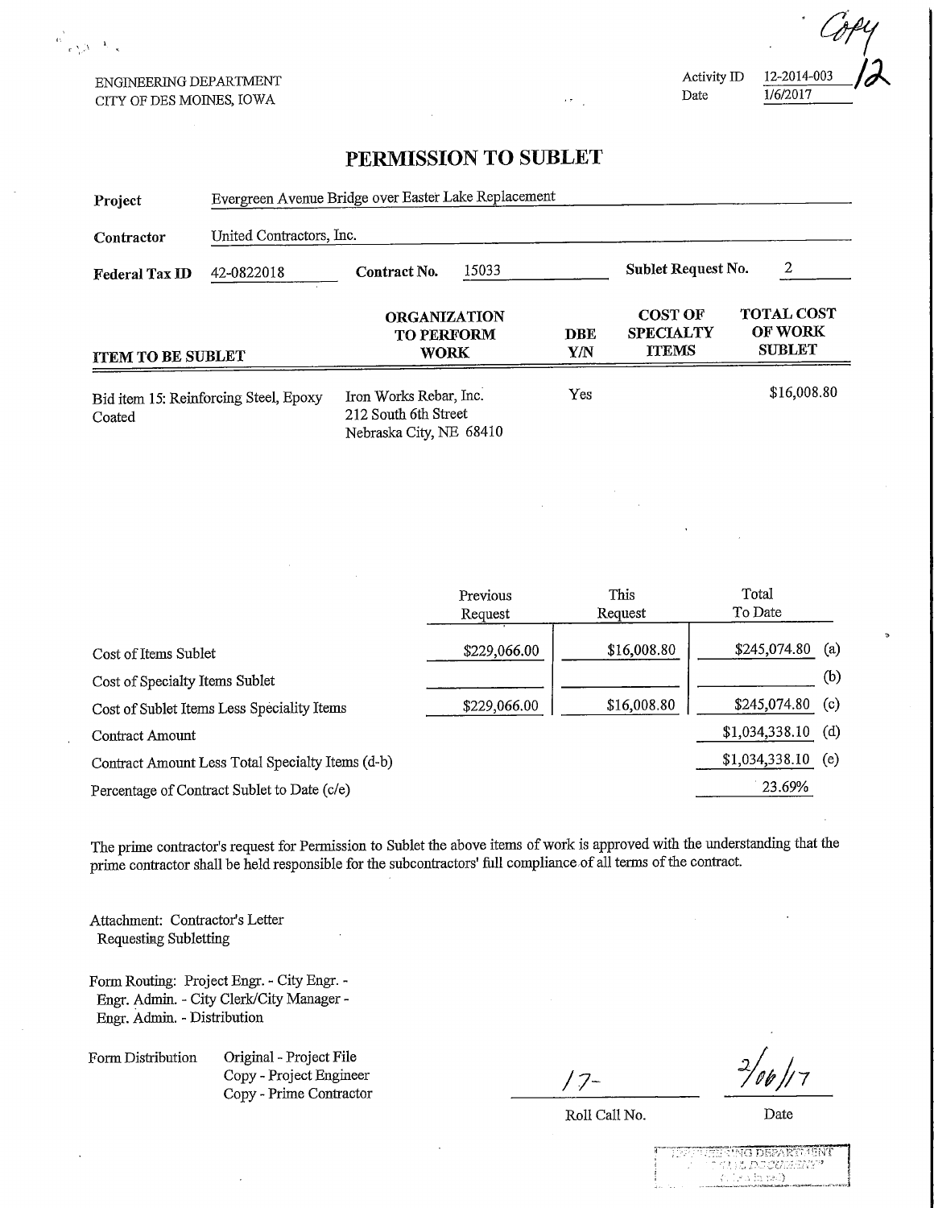Copy 12

ENGINEERING DEPARTMENT
CITY OF DES MOINES, IOWA

Activity ID 12-2014-003
Date 1/6/2017

# PERMISSION TO SUBLET

**Project** Evergreen Avenue Bridge over Easter Lake Replacement

**Contractor** United Contractors, Inc.

**Federal Tax ID** 42-0822018 **Contract No.** 15033 **Sublet Request No.** 2

| ITEM TO BE SUBLET | ORGANIZATION TO PERFORM WORK | DBE Y/N | COST OF SPECIALTY ITEMS | TOTAL COST OF WORK SUBLET |
|---|---|---|---|---|
| Bid item 15: Reinforcing Steel, Epoxy Coated | Iron Works Rebar, Inc. 212 South 6th Street Nebraska City, NE 68410 | Yes | | $16,008.80 |

| | Previous Request | This Request | Total To Date | |
|---|---|---|---|---|
| Cost of Items Sublet | $229,066.00 | $16,008.80 | $245,074.80 | (a) |
| Cost of Specialty Items Sublet | | | | (b) |
| Cost of Sublet Items Less Speciality Items | $229,066.00 | $16,008.80 | $245,074.80 | (c) |
| Contract Amount | | | $1,034,338.10 | (d) |
| Contract Amount Less Total Specialty Items (d-b) | | | $1,034,338.10 | (e) |
| Percentage of Contract Sublet to Date (c/e) | | | 23.69% | |

The prime contractor's request for Permission to Sublet the above items of work is approved with the understanding that the prime contractor shall be held responsible for the subcontractors' full compliance of all terms of the contract.

Attachment: Contractor's Letter Requesting Subletting

Form Routing: Project Engr. - City Engr. - Engr. Admin. - City Clerk/City Manager - Engr. Admin. - Distribution

Form Distribution
- Original - Project File
- Copy - Project Engineer
- Copy - Prime Contractor

17- 2/06/17

Roll Call No. Date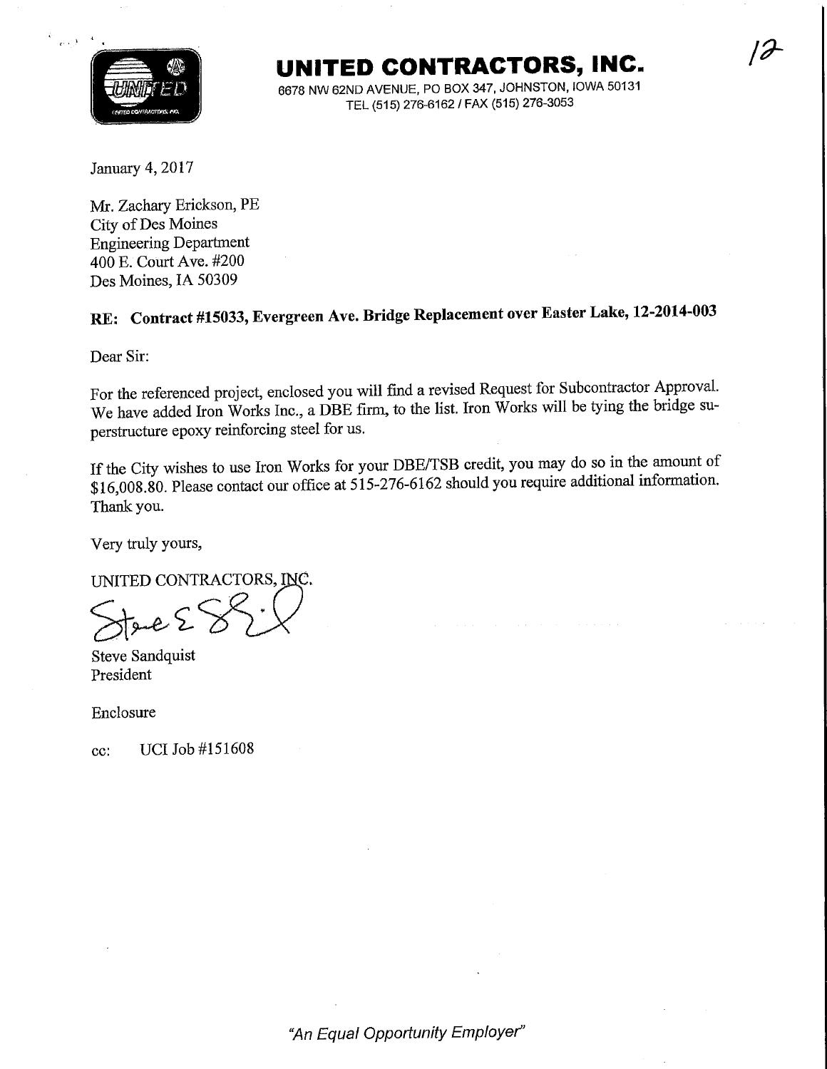# UNITED CONTRACTORS, INC.

6678 NW 62ND AVENUE, PO BOX 347, JOHNSTON, IOWA 50131
TEL (515) 276-6162 / FAX (515) 276-3053

January 4, 2017

Mr. Zachary Erickson, PE
City of Des Moines
Engineering Department
400 E. Court Ave. #200
Des Moines, IA 50309

**RE: Contract #15033, Evergreen Ave. Bridge Replacement over Easter Lake, 12-2014-003**

Dear Sir:

For the referenced project, enclosed you will find a revised Request for Subcontractor Approval. We have added Iron Works Inc., a DBE firm, to the list. Iron Works will be tying the bridge superstructure epoxy reinforcing steel for us.

If the City wishes to use Iron Works for your DBE/TSB credit, you may do so in the amount of $16,008.80. Please contact our office at 515-276-6162 should you require additional information. Thank you.

Very truly yours,

UNITED CONTRACTORS, INC.

Steve Sandquist
President

Enclosure

cc: UCI Job #151608

*"An Equal Opportunity Employer"*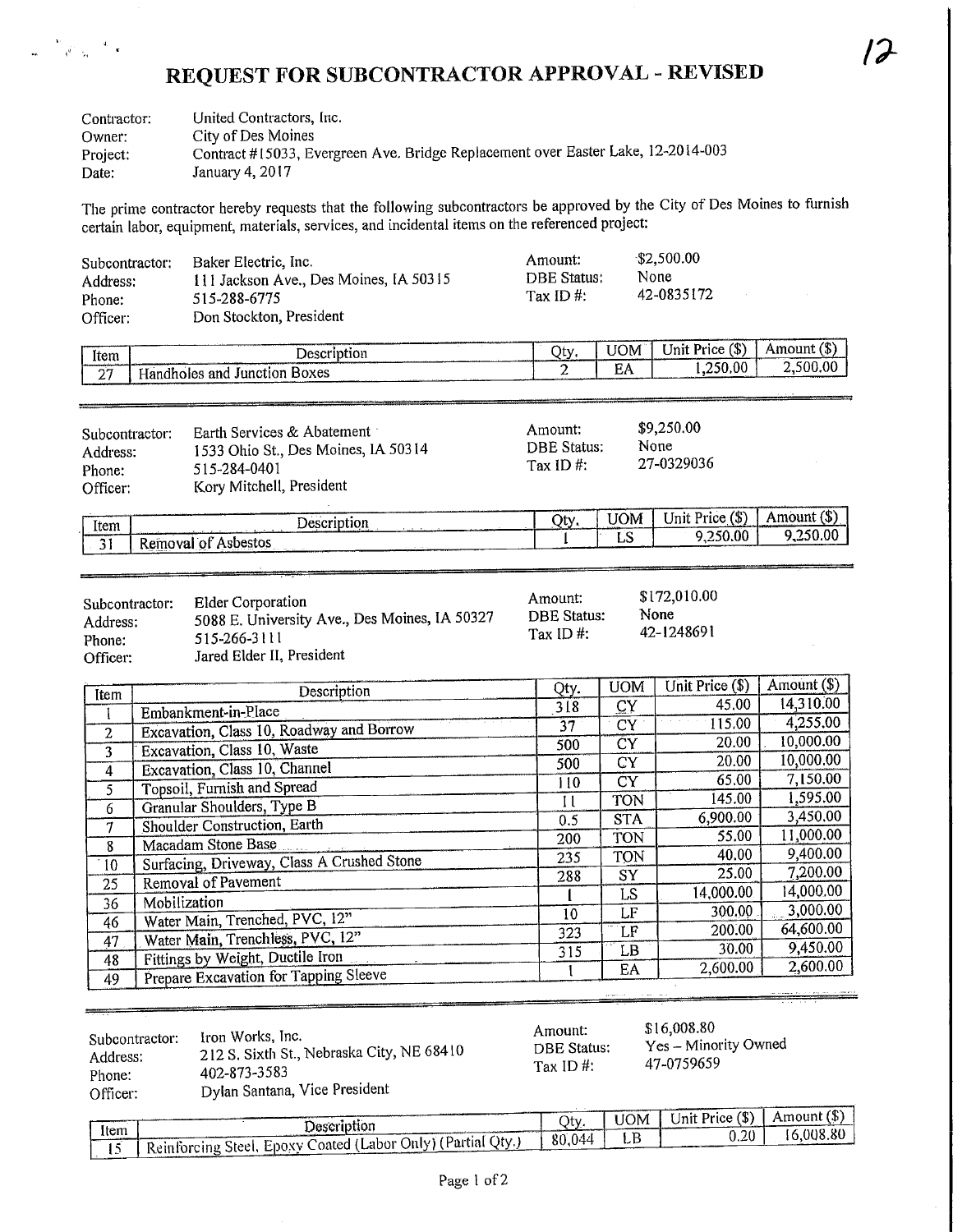# REQUEST FOR SUBCONTRACTOR APPROVAL - REVISED

12

Contractor: United Contractors, Inc.
Owner: City of Des Moines
Project: Contract #15033, Evergreen Ave. Bridge Replacement over Easter Lake, 12-2014-003
Date: January 4, 2017

The prime contractor hereby requests that the following subcontractors be approved by the City of Des Moines to furnish certain labor, equipment, materials, services, and incidental items on the referenced project:

Subcontractor: Baker Electric, Inc.
Address: 111 Jackson Ave., Des Moines, IA 50315
Phone: 515-288-6775
Officer: Don Stockton, President

Amount: $2,500.00
DBE Status: None
Tax ID #: 42-0835172

| Item | Description | Qty. | UOM | Unit Price ($) | Amount ($) |
|---|---|---|---|---|---|
| 27 | Handholes and Junction Boxes | 2 | EA | 1,250.00 | 2,500.00 |

---

Subcontractor: Earth Services & Abatement
Address: 1533 Ohio St., Des Moines, IA 50314
Phone: 515-284-0401
Officer: Kory Mitchell, President

Amount: $9,250.00
DBE Status: None
Tax ID #: 27-0329036

| Item | Description | Qty. | UOM | Unit Price ($) | Amount ($) |
|---|---|---|---|---|---|
| 31 | Removal of Asbestos | 1 | LS | 9,250.00 | 9,250.00 |

---

Subcontractor: Elder Corporation
Address: 5088 E. University Ave., Des Moines, IA 50327
Phone: 515-266-3111
Officer: Jared Elder II, President

Amount: $172,010.00
DBE Status: None
Tax ID #: 42-1248691

| Item | Description | Qty. | UOM | Unit Price ($) | Amount ($) |
|---|---|---|---|---|---|
| 1 | Embankment-in-Place | 318 | CY | 45.00 | 14,310.00 |
| 2 | Excavation, Class 10, Roadway and Borrow | 37 | CY | 115.00 | 4,255.00 |
| 3 | Excavation, Class 10, Waste | 500 | CY | 20.00 | 10,000.00 |
| 4 | Excavation, Class 10, Channel | 500 | CY | 20.00 | 10,000.00 |
| 5 | Topsoil, Furnish and Spread | 110 | CY | 65.00 | 7,150.00 |
| 6 | Granular Shoulders, Type B | 11 | TON | 145.00 | 1,595.00 |
| 7 | Shoulder Construction, Earth | 0.5 | STA | 6,900.00 | 3,450.00 |
| 8 | Macadam Stone Base | 200 | TON | 55.00 | 11,000.00 |
| 10 | Surfacing, Driveway, Class A Crushed Stone | 235 | TON | 40.00 | 9,400.00 |
| 25 | Removal of Pavement | 288 | SY | 25.00 | 7,200.00 |
| 36 | Mobilization | 1 | LS | 14,000.00 | 14,000.00 |
| 46 | Water Main, Trenched, PVC, 12" | 10 | LF | 300.00 | 3,000.00 |
| 47 | Water Main, Trenchless, PVC, 12" | 323 | LF | 200.00 | 64,600.00 |
| 48 | Fittings by Weight, Ductile Iron | 315 | LB | 30.00 | 9,450.00 |
| 49 | Prepare Excavation for Tapping Sleeve | 1 | EA | 2,600.00 | 2,600.00 |

---

Subcontractor: Iron Works, Inc.
Address: 212 S. Sixth St., Nebraska City, NE 68410
Phone: 402-873-3583
Officer: Dylan Santana, Vice President

Amount: $16,008.80
DBE Status: Yes – Minority Owned
Tax ID #: 47-0759659

| Item | Description | Qty. | UOM | Unit Price ($) | Amount ($) |
|---|---|---|---|---|---|
| 15 | Reinforcing Steel, Epoxy Coated (Labor Only) (Partial Qty.) | 80,044 | LB | 0.20 | 16,008.80 |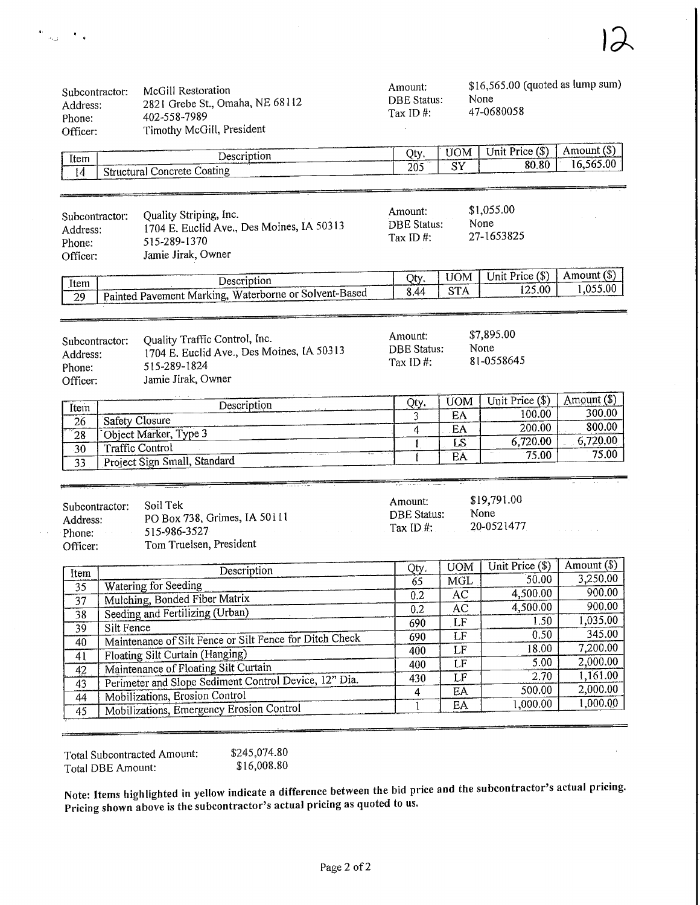| | | | |
|---|---|---|---|
| Subcontractor: | McGill Restoration | Amount: | $16,565.00 (quoted as lump sum) |
| Address: | 2821 Grebe St., Omaha, NE 68112 | DBE Status: | None |
| Phone: | 402-558-7989 | Tax ID #: | 47-0680058 |
| Officer: | Timothy McGill, President | | |

| Item | Description | Qty. | UOM | Unit Price ($) | Amount ($) |
|---|---|---|---|---|---|
| 14 | Structural Concrete Coating | 205 | SY | 80.80 | 16,565.00 |

| | | | |
|---|---|---|---|
| Subcontractor: | Quality Striping, Inc. | Amount: | $1,055.00 |
| Address: | 1704 E. Euclid Ave., Des Moines, IA 50313 | DBE Status: | None |
| Phone: | 515-289-1370 | Tax ID #: | 27-1653825 |
| Officer: | Jamie Jirak, Owner | | |

| Item | Description | Qty. | UOM | Unit Price ($) | Amount ($) |
|---|---|---|---|---|---|
| 29 | Painted Pavement Marking, Waterborne or Solvent-Based | 8.44 | STA | 125.00 | 1,055.00 |

| | | | |
|---|---|---|---|
| Subcontractor: | Quality Traffic Control, Inc. | Amount: | $7,895.00 |
| Address: | 1704 E. Euclid Ave., Des Moines, IA 50313 | DBE Status: | None |
| Phone: | 515-289-1824 | Tax ID #: | 81-0558645 |
| Officer: | Jamie Jirak, Owner | | |

| Item | Description | Qty. | UOM | Unit Price ($) | Amount ($) |
|---|---|---|---|---|---|
| 26 | Safety Closure | 3 | EA | 100.00 | 300.00 |
| 28 | Object Marker, Type 3 | 4 | EA | 200.00 | 800.00 |
| 30 | Traffic Control | 1 | LS | 6,720.00 | 6,720.00 |
| 33 | Project Sign Small, Standard | 1 | EA | 75.00 | 75.00 |

| | | | |
|---|---|---|---|
| Subcontractor: | Soil Tek | Amount: | $19,791.00 |
| Address: | PO Box 738, Grimes, IA 50111 | DBE Status: | None |
| Phone: | 515-986-3527 | Tax ID #: | 20-0521477 |
| Officer: | Tom Truelsen, President | | |

| Item | Description | Qty. | UOM | Unit Price ($) | Amount ($) |
|---|---|---|---|---|---|
| 35 | Watering for Seeding | 65 | MGL | 50.00 | 3,250.00 |
| 37 | Mulching, Bonded Fiber Matrix | 0.2 | AC | 4,500.00 | 900.00 |
| 38 | Seeding and Fertilizing (Urban) | 0.2 | AC | 4,500.00 | 900.00 |
| 39 | Silt Fence | 690 | LF | 1.50 | 1,035.00 |
| 40 | Maintenance of Silt Fence or Silt Fence for Ditch Check | 690 | LF | 0.50 | 345.00 |
| 41 | Floating Silt Curtain (Hanging) | 400 | LF | 18.00 | 7,200.00 |
| 42 | Maintenance of Floating Silt Curtain | 400 | LF | 5.00 | 2,000.00 |
| 43 | Perimeter and Slope Sediment Control Device, 12" Dia. | 430 | LF | 2.70 | 1,161.00 |
| 44 | Mobilizations, Erosion Control | 4 | EA | 500.00 | 2,000.00 |
| 45 | Mobilizations, Emergency Erosion Control | 1 | EA | 1,000.00 | 1,000.00 |

Total Subcontracted Amount: $245,074.80
Total DBE Amount: $16,008.80

**Note: Items highlighted in yellow indicate a difference between the bid price and the subcontractor's actual pricing. Pricing shown above is the subcontractor's actual pricing as quoted to us.**